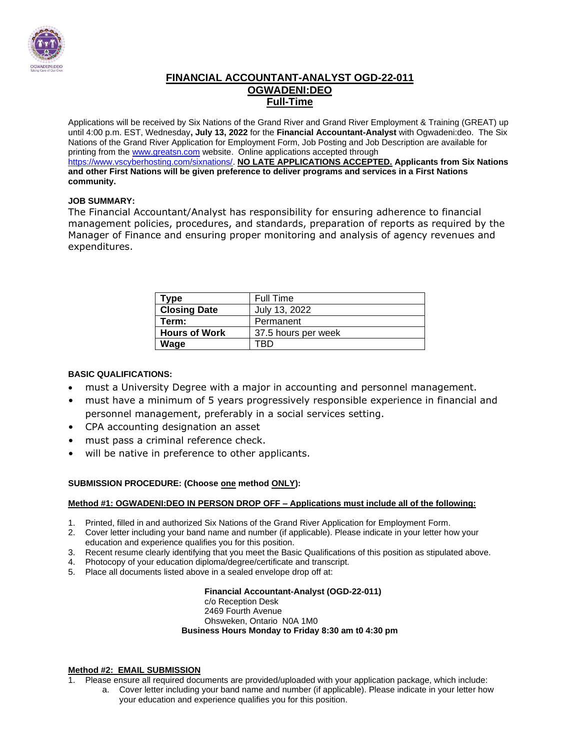# FINANCIAL ACCOUNTANT-ANALYST OGD-22-011
## OGWADENI:DEO
## Full-Time

Applications will be received by Six Nations of the Grand River and Grand River Employment & Training (GREAT) up until 4:00 p.m. EST, Wednesday**, July 13, 2022** for the **Financial Accountant-Analyst** with Ogwadeni:deo. The Six Nations of the Grand River Application for Employment Form, Job Posting and Job Description are available for printing from the www.greatsn.com website. Online applications accepted through https://www.vscyberhosting.com/sixnations/. **NO LATE APPLICATIONS ACCEPTED. Applicants from Six Nations and other First Nations will be given preference to deliver programs and services in a First Nations community.**

**JOB SUMMARY:**

The Financial Accountant/Analyst has responsibility for ensuring adherence to financial management policies, procedures, and standards, preparation of reports as required by the Manager of Finance and ensuring proper monitoring and analysis of agency revenues and expenditures.

| **Type** | Full Time |
|---|---|
| **Closing Date** | July 13, 2022 |
| **Term:** | Permanent |
| **Hours of Work** | 37.5 hours per week |
| **Wage** | TBD |

**BASIC QUALIFICATIONS:**

- must a University Degree with a major in accounting and personnel management.
- must have a minimum of 5 years progressively responsible experience in financial and personnel management, preferably in a social services setting.
- CPA accounting designation an asset
- must pass a criminal reference check.
- will be native in preference to other applicants.

**SUBMISSION PROCEDURE: (Choose one method ONLY):**

**Method #1: OGWADENI:DEO IN PERSON DROP OFF – Applications must include all of the following:**

1. Printed, filled in and authorized Six Nations of the Grand River Application for Employment Form.
2. Cover letter including your band name and number (if applicable). Please indicate in your letter how your education and experience qualifies you for this position.
3. Recent resume clearly identifying that you meet the Basic Qualifications of this position as stipulated above.
4. Photocopy of your education diploma/degree/certificate and transcript.
5. Place all documents listed above in a sealed envelope drop off at:

**Financial Accountant-Analyst (OGD-22-011)**
c/o Reception Desk
2469 Fourth Avenue
Ohsweken, Ontario N0A 1M0
**Business Hours Monday to Friday 8:30 am t0 4:30 pm**

**Method #2: EMAIL SUBMISSION**

1. Please ensure all required documents are provided/uploaded with your application package, which include:
   a. Cover letter including your band name and number (if applicable). Please indicate in your letter how your education and experience qualifies you for this position.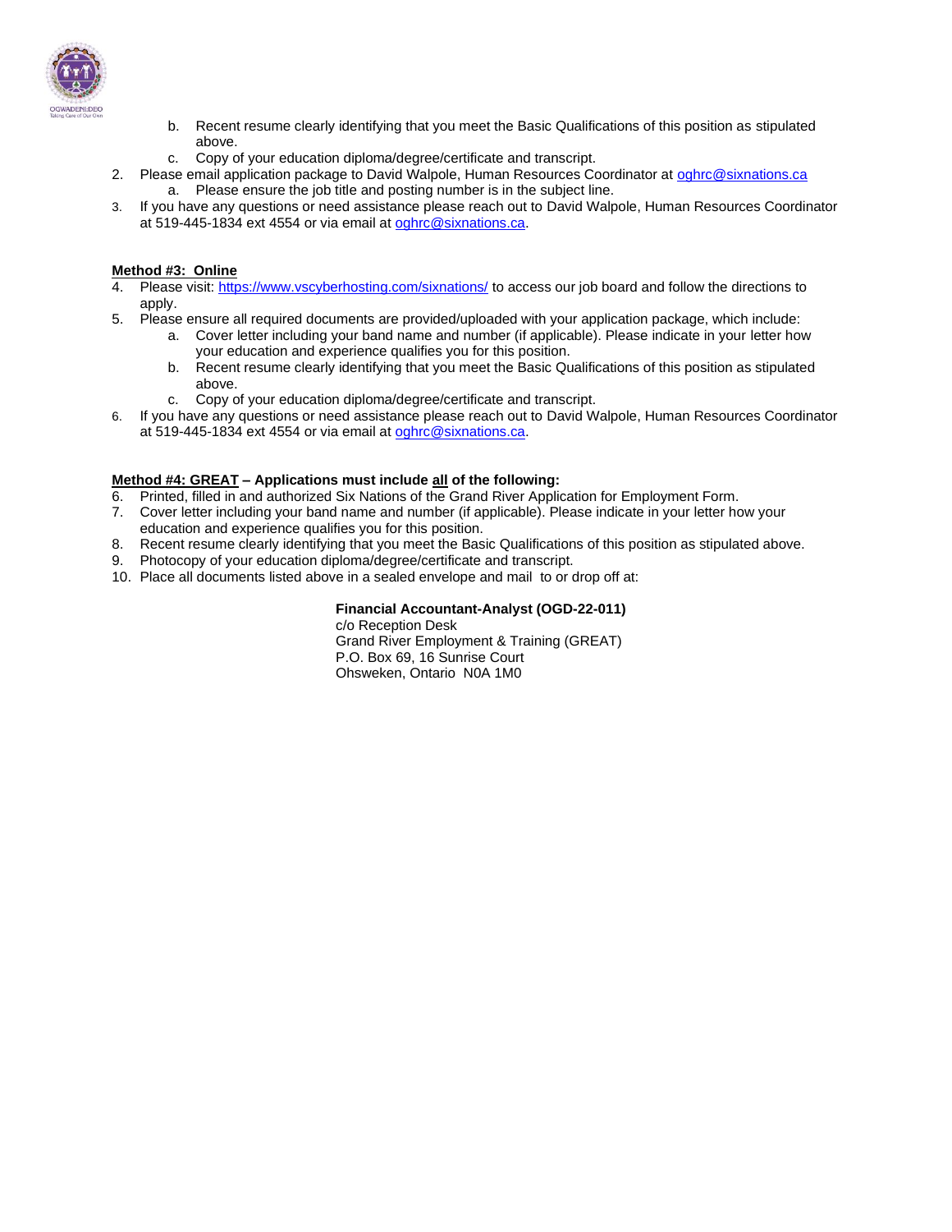b. Recent resume clearly identifying that you meet the Basic Qualifications of this position as stipulated above.
   c. Copy of your education diploma/degree/certificate and transcript.
2. Please email application package to David Walpole, Human Resources Coordinator at oghrc@sixnations.ca
   a. Please ensure the job title and posting number is in the subject line.
3. If you have any questions or need assistance please reach out to David Walpole, Human Resources Coordinator at 519-445-1834 ext 4554 or via email at oghrc@sixnations.ca.

**Method #3: Online**

4. Please visit: https://www.vscyberhosting.com/sixnations/ to access our job board and follow the directions to apply.
5. Please ensure all required documents are provided/uploaded with your application package, which include:
   a. Cover letter including your band name and number (if applicable). Please indicate in your letter how your education and experience qualifies you for this position.
   b. Recent resume clearly identifying that you meet the Basic Qualifications of this position as stipulated above.
   c. Copy of your education diploma/degree/certificate and transcript.
6. If you have any questions or need assistance please reach out to David Walpole, Human Resources Coordinator at 519-445-1834 ext 4554 or via email at oghrc@sixnations.ca.

**Method #4: GREAT – Applications must include all of the following:**

6. Printed, filled in and authorized Six Nations of the Grand River Application for Employment Form.
7. Cover letter including your band name and number (if applicable). Please indicate in your letter how your education and experience qualifies you for this position.
8. Recent resume clearly identifying that you meet the Basic Qualifications of this position as stipulated above.
9. Photocopy of your education diploma/degree/certificate and transcript.
10. Place all documents listed above in a sealed envelope and mail to or drop off at:

**Financial Accountant-Analyst (OGD-22-011)**
c/o Reception Desk
Grand River Employment & Training (GREAT)
P.O. Box 69, 16 Sunrise Court
Ohsweken, Ontario N0A 1M0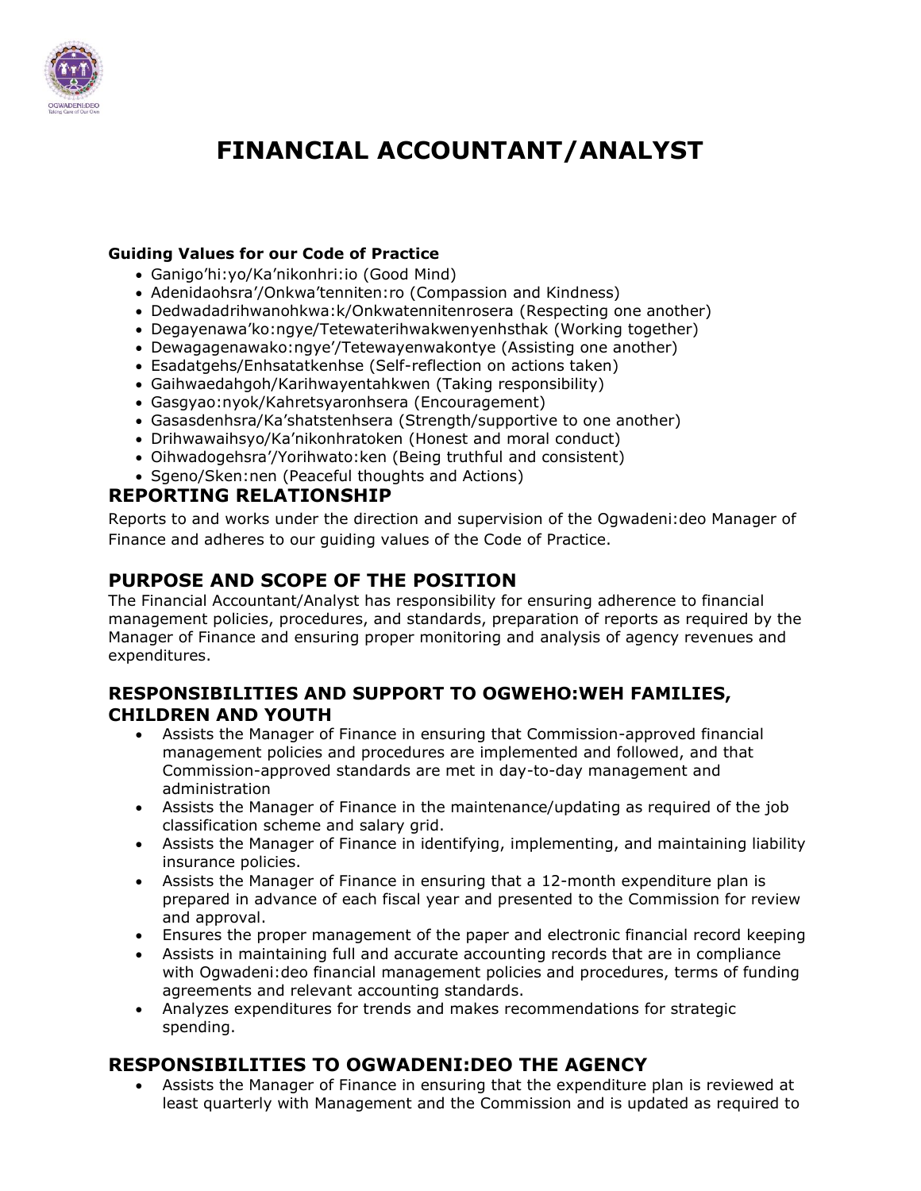# FINANCIAL ACCOUNTANT/ANALYST

**Guiding Values for our Code of Practice**

- Ganigo'hi:yo/Ka'nikonhri:io (Good Mind)
- Adenidaohsra'/Onkwa'tenniten:ro (Compassion and Kindness)
- Dedwadadrihwanohkwa:k/Onkwatennitenrosera (Respecting one another)
- Degayenawa'ko:ngye/Tetewaterihwakwenyenhsthak (Working together)
- Dewagagenawako:ngye'/Tetewayenwakontye (Assisting one another)
- Esadatgehs/Enhsatatkenhse (Self-reflection on actions taken)
- Gaihwaedahgoh/Karihwayentahkwen (Taking responsibility)
- Gasgyao:nyok/Kahretsyaronhsera (Encouragement)
- Gasasdenhsra/Ka'shatstenhsera (Strength/supportive to one another)
- Drihwawaihsyo/Ka'nikonhratoken (Honest and moral conduct)
- Oihwadogehsra'/Yorihwato:ken (Being truthful and consistent)
- Sgeno/Sken:nen (Peaceful thoughts and Actions)

## REPORTING RELATIONSHIP

Reports to and works under the direction and supervision of the Ogwadeni:deo Manager of Finance and adheres to our guiding values of the Code of Practice.

## PURPOSE AND SCOPE OF THE POSITION

The Financial Accountant/Analyst has responsibility for ensuring adherence to financial management policies, procedures, and standards, preparation of reports as required by the Manager of Finance and ensuring proper monitoring and analysis of agency revenues and expenditures.

## RESPONSIBILITIES AND SUPPORT TO OGWEHO:WEH FAMILIES, CHILDREN AND YOUTH

- Assists the Manager of Finance in ensuring that Commission-approved financial management policies and procedures are implemented and followed, and that Commission-approved standards are met in day-to-day management and administration
- Assists the Manager of Finance in the maintenance/updating as required of the job classification scheme and salary grid.
- Assists the Manager of Finance in identifying, implementing, and maintaining liability insurance policies.
- Assists the Manager of Finance in ensuring that a 12-month expenditure plan is prepared in advance of each fiscal year and presented to the Commission for review and approval.
- Ensures the proper management of the paper and electronic financial record keeping
- Assists in maintaining full and accurate accounting records that are in compliance with Ogwadeni:deo financial management policies and procedures, terms of funding agreements and relevant accounting standards.
- Analyzes expenditures for trends and makes recommendations for strategic spending.

## RESPONSIBILITIES TO OGWADENI:DEO THE AGENCY

- Assists the Manager of Finance in ensuring that the expenditure plan is reviewed at least quarterly with Management and the Commission and is updated as required to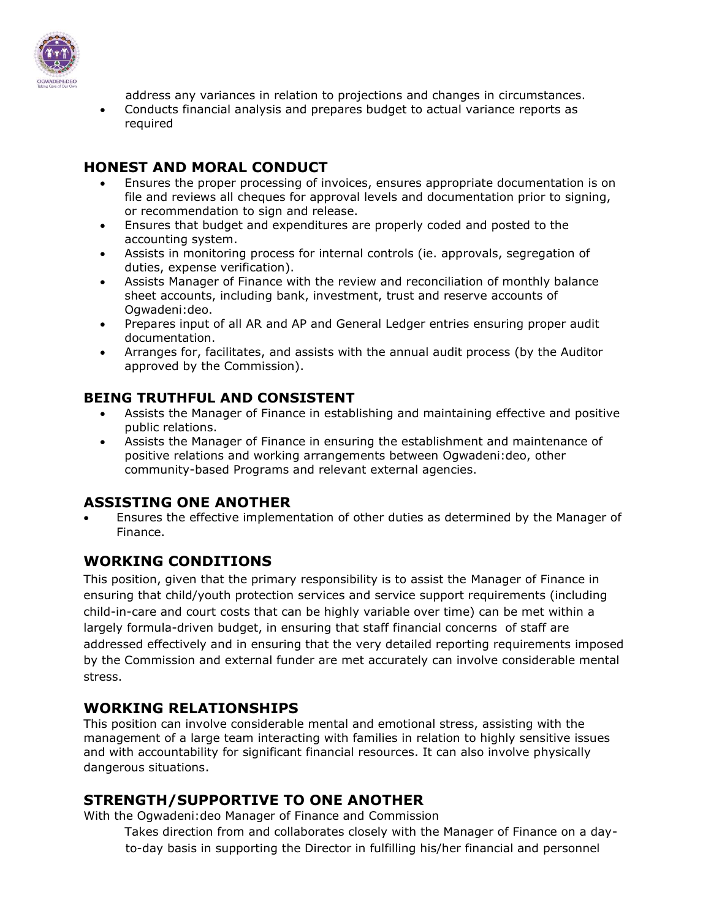address any variances in relation to projections and changes in circumstances.

- Conducts financial analysis and prepares budget to actual variance reports as required

## HONEST AND MORAL CONDUCT

- Ensures the proper processing of invoices, ensures appropriate documentation is on file and reviews all cheques for approval levels and documentation prior to signing, or recommendation to sign and release.
- Ensures that budget and expenditures are properly coded and posted to the accounting system.
- Assists in monitoring process for internal controls (ie. approvals, segregation of duties, expense verification).
- Assists Manager of Finance with the review and reconciliation of monthly balance sheet accounts, including bank, investment, trust and reserve accounts of Ogwadeni:deo.
- Prepares input of all AR and AP and General Ledger entries ensuring proper audit documentation.
- Arranges for, facilitates, and assists with the annual audit process (by the Auditor approved by the Commission).

## BEING TRUTHFUL AND CONSISTENT

- Assists the Manager of Finance in establishing and maintaining effective and positive public relations.
- Assists the Manager of Finance in ensuring the establishment and maintenance of positive relations and working arrangements between Ogwadeni:deo, other community-based Programs and relevant external agencies.

## ASSISTING ONE ANOTHER

- Ensures the effective implementation of other duties as determined by the Manager of Finance.

## WORKING CONDITIONS

This position, given that the primary responsibility is to assist the Manager of Finance in ensuring that child/youth protection services and service support requirements (including child-in-care and court costs that can be highly variable over time) can be met within a largely formula-driven budget, in ensuring that staff financial concerns of staff are addressed effectively and in ensuring that the very detailed reporting requirements imposed by the Commission and external funder are met accurately can involve considerable mental stress.

## WORKING RELATIONSHIPS

This position can involve considerable mental and emotional stress, assisting with the management of a large team interacting with families in relation to highly sensitive issues and with accountability for significant financial resources. It can also involve physically dangerous situations.

## STRENGTH/SUPPORTIVE TO ONE ANOTHER

With the Ogwadeni:deo Manager of Finance and Commission

Takes direction from and collaborates closely with the Manager of Finance on a day-to-day basis in supporting the Director in fulfilling his/her financial and personnel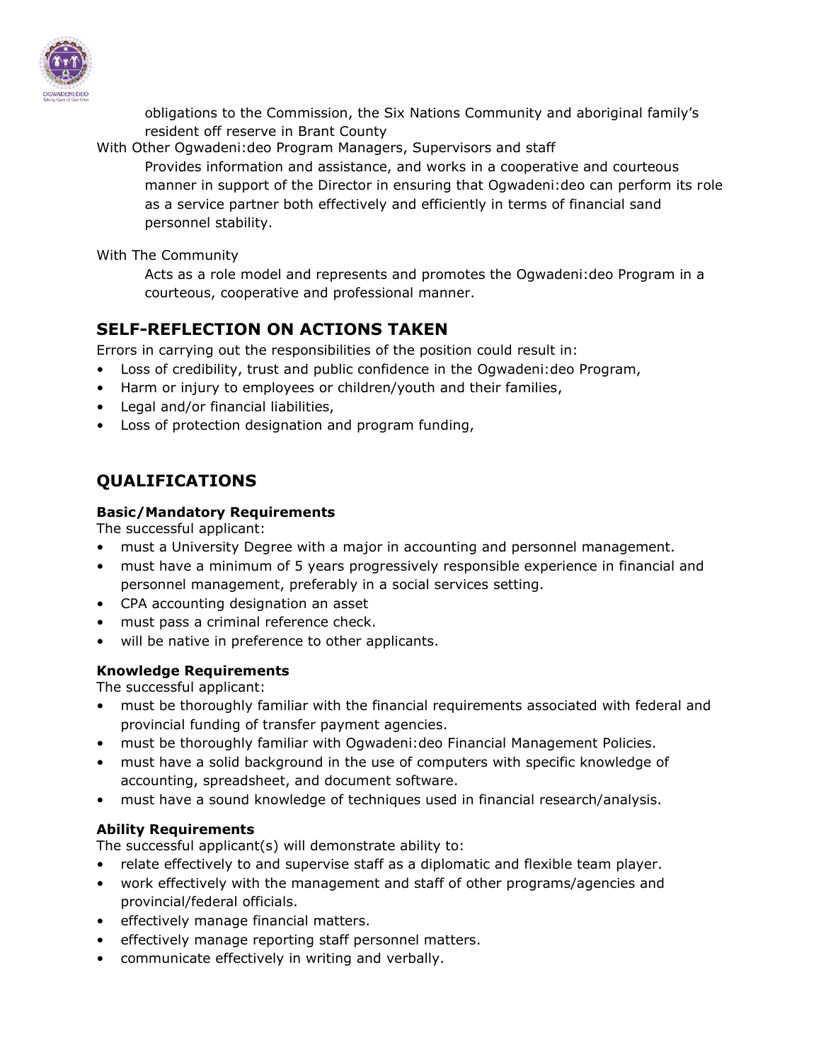obligations to the Commission, the Six Nations Community and aboriginal family's resident off reserve in Brant County

With Other Ogwadeni:deo Program Managers, Supervisors and staff

Provides information and assistance, and works in a cooperative and courteous manner in support of the Director in ensuring that Ogwadeni:deo can perform its role as a service partner both effectively and efficiently in terms of financial sand personnel stability.

With The Community

Acts as a role model and represents and promotes the Ogwadeni:deo Program in a courteous, cooperative and professional manner.

## SELF-REFLECTION ON ACTIONS TAKEN

Errors in carrying out the responsibilities of the position could result in:

- Loss of credibility, trust and public confidence in the Ogwadeni:deo Program,
- Harm or injury to employees or children/youth and their families,
- Legal and/or financial liabilities,
- Loss of protection designation and program funding,

## QUALIFICATIONS

### Basic/Mandatory Requirements

The successful applicant:

- must a University Degree with a major in accounting and personnel management.
- must have a minimum of 5 years progressively responsible experience in financial and personnel management, preferably in a social services setting.
- CPA accounting designation an asset
- must pass a criminal reference check.
- will be native in preference to other applicants.

### Knowledge Requirements

The successful applicant:

- must be thoroughly familiar with the financial requirements associated with federal and provincial funding of transfer payment agencies.
- must be thoroughly familiar with Ogwadeni:deo Financial Management Policies.
- must have a solid background in the use of computers with specific knowledge of accounting, spreadsheet, and document software.
- must have a sound knowledge of techniques used in financial research/analysis.

### Ability Requirements

The successful applicant(s) will demonstrate ability to:

- relate effectively to and supervise staff as a diplomatic and flexible team player.
- work effectively with the management and staff of other programs/agencies and provincial/federal officials.
- effectively manage financial matters.
- effectively manage reporting staff personnel matters.
- communicate effectively in writing and verbally.